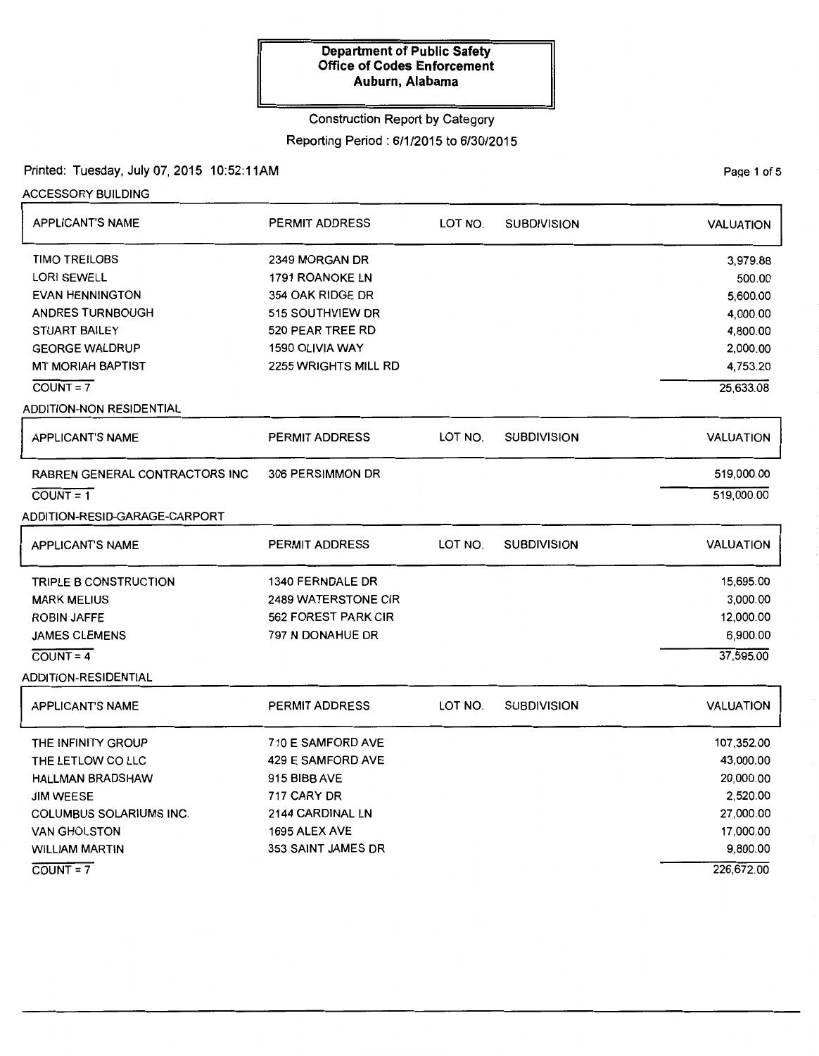**Department of Public Safety**
**Office of Codes Enforcement**
**Auburn, Alabama**

Construction Report by Category

Reporting Period : 6/1/2015 to 6/30/2015

Printed: Tuesday, July 07, 2015 10:52:11AM

ACCESSORY BUILDING

| APPLICANT'S NAME | PERMIT ADDRESS | LOT NO. | SUBDIVISION | VALUATION |
|---|---|---|---|---|
| TIMO TREILOBS | 2349 MORGAN DR | | | 3,979.88 |
| LORI SEWELL | 1791 ROANOKE LN | | | 500.00 |
| EVAN HENNINGTON | 354 OAK RIDGE DR | | | 5,600.00 |
| ANDRES TURNBOUGH | 515 SOUTHVIEW DR | | | 4,000.00 |
| STUART BAILEY | 520 PEAR TREE RD | | | 4,800.00 |
| GEORGE WALDRUP | 1590 OLIVIA WAY | | | 2,000.00 |
| MT MORIAH BAPTIST | 2255 WRIGHTS MILL RD | | | 4,753.20 |
| COUNT = 7 | | | | 25,633.08 |

ADDITION-NON RESIDENTIAL

| APPLICANT'S NAME | PERMIT ADDRESS | LOT NO. | SUBDIVISION | VALUATION |
|---|---|---|---|---|
| RABREN GENERAL CONTRACTORS INC | 306 PERSIMMON DR | | | 519,000.00 |
| COUNT = 1 | | | | 519,000.00 |

ADDITION-RESID-GARAGE-CARPORT

| APPLICANT'S NAME | PERMIT ADDRESS | LOT NO. | SUBDIVISION | VALUATION |
|---|---|---|---|---|
| TRIPLE B CONSTRUCTION | 1340 FERNDALE DR | | | 15,695.00 |
| MARK MELIUS | 2489 WATERSTONE CIR | | | 3,000.00 |
| ROBIN JAFFE | 562 FOREST PARK CIR | | | 12,000.00 |
| JAMES CLEMENS | 797 N DONAHUE DR | | | 6,900.00 |
| COUNT = 4 | | | | 37,595.00 |

ADDITION-RESIDENTIAL

| APPLICANT'S NAME | PERMIT ADDRESS | LOT NO. | SUBDIVISION | VALUATION |
|---|---|---|---|---|
| THE INFINITY GROUP | 710 E SAMFORD AVE | | | 107,352.00 |
| THE LETLOW CO LLC | 429 E SAMFORD AVE | | | 43,000.00 |
| HALLMAN BRADSHAW | 915 BIBB AVE | | | 20,000.00 |
| JIM WEESE | 717 CARY DR | | | 2,520.00 |
| COLUMBUS SOLARIUMS INC. | 2144 CARDINAL LN | | | 27,000.00 |
| VAN GHOLSTON | 1695 ALEX AVE | | | 17,000.00 |
| WILLIAM MARTIN | 353 SAINT JAMES DR | | | 9,800.00 |
| COUNT = 7 | | | | 226,672.00 |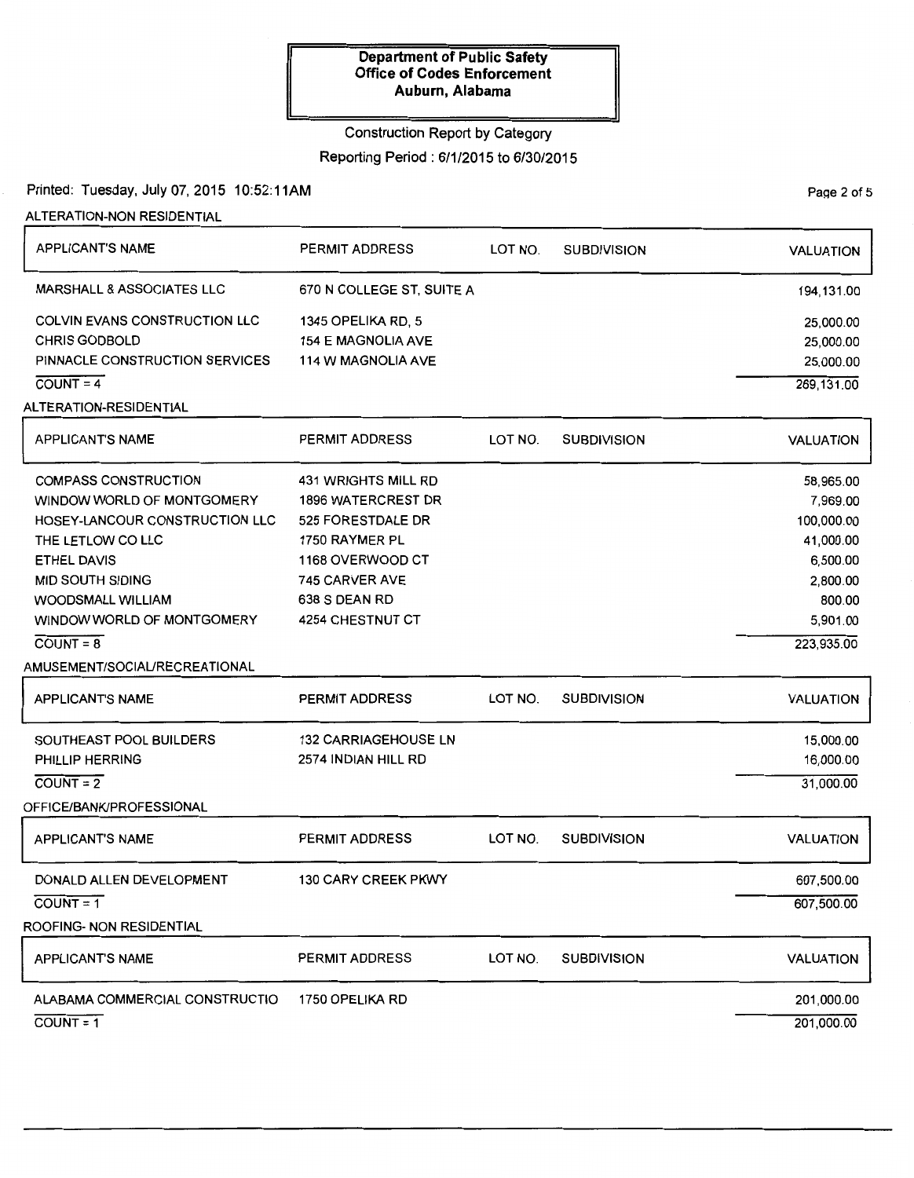**Department of Public Safety**
**Office of Codes Enforcement**
**Auburn, Alabama**

Construction Report by Category

Reporting Period : 6/1/2015 to 6/30/2015

Printed: Tuesday, July 07, 2015 10:52:11AM

ALTERATION-NON RESIDENTIAL

| APPLICANT'S NAME | PERMIT ADDRESS | LOT NO. | SUBDIVISION | VALUATION |
|---|---|---|---|---|
| MARSHALL & ASSOCIATES LLC | 670 N COLLEGE ST, SUITE A | | | 194,131.00 |
| COLVIN EVANS CONSTRUCTION LLC | 1345 OPELIKA RD, 5 | | | 25,000.00 |
| CHRIS GODBOLD | 154 E MAGNOLIA AVE | | | 25,000.00 |
| PINNACLE CONSTRUCTION SERVICES | 114 W MAGNOLIA AVE | | | 25,000.00 |
| COUNT = 4 | | | | 269,131.00 |

ALTERATION-RESIDENTIAL

| APPLICANT'S NAME | PERMIT ADDRESS | LOT NO. | SUBDIVISION | VALUATION |
|---|---|---|---|---|
| COMPASS CONSTRUCTION | 431 WRIGHTS MILL RD | | | 58,965.00 |
| WINDOW WORLD OF MONTGOMERY | 1896 WATERCREST DR | | | 7,969.00 |
| HOSEY-LANCOUR CONSTRUCTION LLC | 525 FORESTDALE DR | | | 100,000.00 |
| THE LETLOW CO LLC | 1750 RAYMER PL | | | 41,000.00 |
| ETHEL DAVIS | 1168 OVERWOOD CT | | | 6,500.00 |
| MID SOUTH SIDING | 745 CARVER AVE | | | 2,800.00 |
| WOODSMALL WILLIAM | 638 S DEAN RD | | | 800.00 |
| WINDOW WORLD OF MONTGOMERY | 4254 CHESTNUT CT | | | 5,901.00 |
| COUNT = 8 | | | | 223,935.00 |

AMUSEMENT/SOCIAL/RECREATIONAL

| APPLICANT'S NAME | PERMIT ADDRESS | LOT NO. | SUBDIVISION | VALUATION |
|---|---|---|---|---|
| SOUTHEAST POOL BUILDERS | 132 CARRIAGEHOUSE LN | | | 15,000.00 |
| PHILLIP HERRING | 2574 INDIAN HILL RD | | | 16,000.00 |
| COUNT = 2 | | | | 31,000.00 |

OFFICE/BANK/PROFESSIONAL

| APPLICANT'S NAME | PERMIT ADDRESS | LOT NO. | SUBDIVISION | VALUATION |
|---|---|---|---|---|
| DONALD ALLEN DEVELOPMENT | 130 CARY CREEK PKWY | | | 607,500.00 |
| COUNT = 1 | | | | 607,500.00 |

ROOFING- NON RESIDENTIAL

| APPLICANT'S NAME | PERMIT ADDRESS | LOT NO. | SUBDIVISION | VALUATION |
|---|---|---|---|---|
| ALABAMA COMMERCIAL CONSTRUCTIO | 1750 OPELIKA RD | | | 201,000.00 |
| COUNT = 1 | | | | 201,000.00 |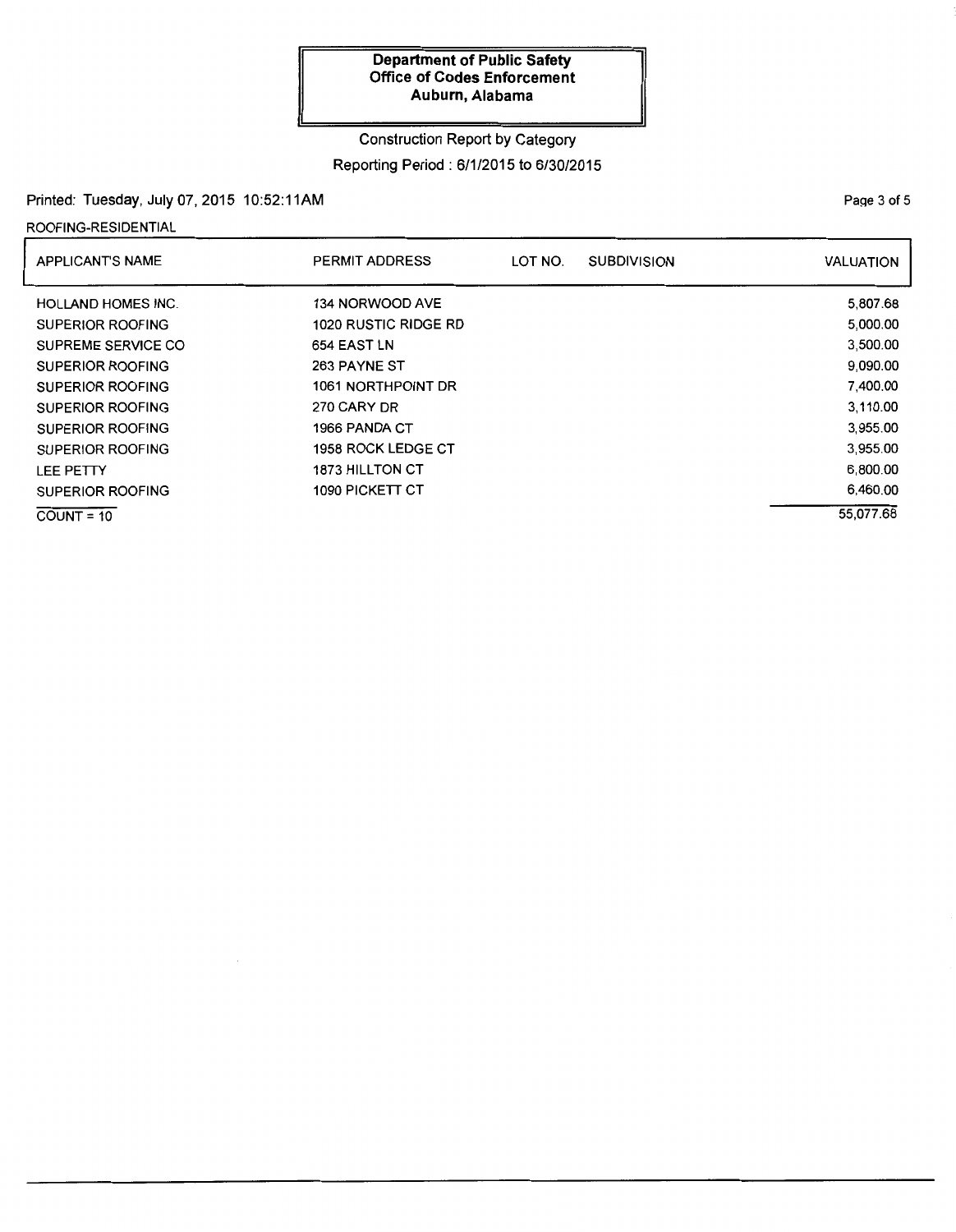**Department of Public Safety**
**Office of Codes Enforcement**
**Auburn, Alabama**

Construction Report by Category

Reporting Period : 6/1/2015 to 6/30/2015

Printed: Tuesday, July 07, 2015 10:52:11AM

ROOFING-RESIDENTIAL

| APPLICANT'S NAME | PERMIT ADDRESS | LOT NO. | SUBDIVISION | VALUATION |
|---|---|---|---|---|
| HOLLAND HOMES INC. | 134 NORWOOD AVE | | | 5,807.68 |
| SUPERIOR ROOFING | 1020 RUSTIC RIDGE RD | | | 5,000.00 |
| SUPREME SERVICE CO | 654 EAST LN | | | 3,500.00 |
| SUPERIOR ROOFING | 263 PAYNE ST | | | 9,090.00 |
| SUPERIOR ROOFING | 1061 NORTHPOINT DR | | | 7,400.00 |
| SUPERIOR ROOFING | 270 CARY DR | | | 3,110.00 |
| SUPERIOR ROOFING | 1966 PANDA CT | | | 3,955.00 |
| SUPERIOR ROOFING | 1958 ROCK LEDGE CT | | | 3,955.00 |
| LEE PETTY | 1873 HILLTON CT | | | 6,800.00 |
| SUPERIOR ROOFING | 1090 PICKETT CT | | | 6,460.00 |
| COUNT = 10 | | | | 55,077.68 |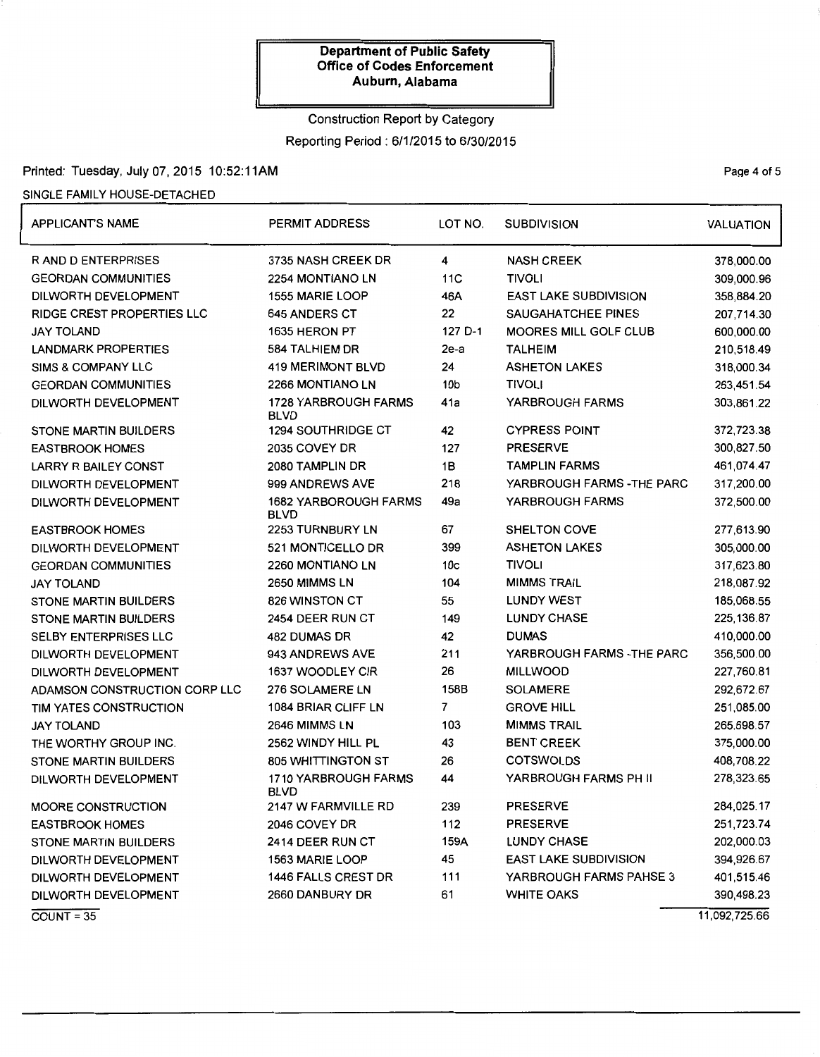**Department of Public Safety**
**Office of Codes Enforcement**
**Auburn, Alabama**

Construction Report by Category

Reporting Period : 6/1/2015 to 6/30/2015

Printed: Tuesday, July 07, 2015 10:52:11AM

SINGLE FAMILY HOUSE-DETACHED

| APPLICANT'S NAME | PERMIT ADDRESS | LOT NO. | SUBDIVISION | VALUATION |
|---|---|---|---|---|
| R AND D ENTERPRISES | 3735 NASH CREEK DR | 4 | NASH CREEK | 378,000.00 |
| GEORDAN COMMUNITIES | 2254 MONTIANO LN | 11C | TIVOLI | 309,000.96 |
| DILWORTH DEVELOPMENT | 1555 MARIE LOOP | 46A | EAST LAKE SUBDIVISION | 358,884.20 |
| RIDGE CREST PROPERTIES LLC | 645 ANDERS CT | 22 | SAUGAHATCHEE PINES | 207,714.30 |
| JAY TOLAND | 1635 HERON PT | 127 D-1 | MOORES MILL GOLF CLUB | 600,000.00 |
| LANDMARK PROPERTIES | 584 TALHIEM DR | 2e-a | TALHEIM | 210,518.49 |
| SIMS & COMPANY LLC | 419 MERIMONT BLVD | 24 | ASHETON LAKES | 318,000.34 |
| GEORDAN COMMUNITIES | 2266 MONTIANO LN | 10b | TIVOLI | 263,451.54 |
| DILWORTH DEVELOPMENT | 1728 YARBROUGH FARMS BLVD | 41a | YARBROUGH FARMS | 303,861.22 |
| STONE MARTIN BUILDERS | 1294 SOUTHRIDGE CT | 42 | CYPRESS POINT | 372,723.38 |
| EASTBROOK HOMES | 2035 COVEY DR | 127 | PRESERVE | 300,827.50 |
| LARRY R BAILEY CONST | 2080 TAMPLIN DR | 1B | TAMPLIN FARMS | 461,074.47 |
| DILWORTH DEVELOPMENT | 999 ANDREWS AVE | 218 | YARBROUGH FARMS -THE PARC | 317,200.00 |
| DILWORTH DEVELOPMENT | 1682 YARBOROUGH FARMS BLVD | 49a | YARBROUGH FARMS | 372,500.00 |
| EASTBROOK HOMES | 2253 TURNBURY LN | 67 | SHELTON COVE | 277,613.90 |
| DILWORTH DEVELOPMENT | 521 MONTICELLO DR | 399 | ASHETON LAKES | 305,000.00 |
| GEORDAN COMMUNITIES | 2260 MONTIANO LN | 10c | TIVOLI | 317,623.80 |
| JAY TOLAND | 2650 MIMMS LN | 104 | MIMMS TRAIL | 218,087.92 |
| STONE MARTIN BUILDERS | 826 WINSTON CT | 55 | LUNDY WEST | 185,068.55 |
| STONE MARTIN BUILDERS | 2454 DEER RUN CT | 149 | LUNDY CHASE | 225,136.87 |
| SELBY ENTERPRISES LLC | 482 DUMAS DR | 42 | DUMAS | 410,000.00 |
| DILWORTH DEVELOPMENT | 943 ANDREWS AVE | 211 | YARBROUGH FARMS -THE PARC | 356,500.00 |
| DILWORTH DEVELOPMENT | 1637 WOODLEY CIR | 26 | MILLWOOD | 227,760.81 |
| ADAMSON CONSTRUCTION CORP LLC | 276 SOLAMERE LN | 158B | SOLAMERE | 292,672.67 |
| TIM YATES CONSTRUCTION | 1084 BRIAR CLIFF LN | 7 | GROVE HILL | 251,085.00 |
| JAY TOLAND | 2646 MIMMS LN | 103 | MIMMS TRAIL | 265,698.57 |
| THE WORTHY GROUP INC. | 2562 WINDY HILL PL | 43 | BENT CREEK | 375,000.00 |
| STONE MARTIN BUILDERS | 805 WHITTINGTON ST | 26 | COTSWOLDS | 408,708.22 |
| DILWORTH DEVELOPMENT | 1710 YARBROUGH FARMS BLVD | 44 | YARBROUGH FARMS PH II | 278,323.65 |
| MOORE CONSTRUCTION | 2147 W FARMVILLE RD | 239 | PRESERVE | 284,025.17 |
| EASTBROOK HOMES | 2046 COVEY DR | 112 | PRESERVE | 251,723.74 |
| STONE MARTIN BUILDERS | 2414 DEER RUN CT | 159A | LUNDY CHASE | 202,000.03 |
| DILWORTH DEVELOPMENT | 1563 MARIE LOOP | 45 | EAST LAKE SUBDIVISION | 394,926.67 |
| DILWORTH DEVELOPMENT | 1446 FALLS CREST DR | 111 | YARBROUGH FARMS PAHSE 3 | 401,515.46 |
| DILWORTH DEVELOPMENT | 2660 DANBURY DR | 61 | WHITE OAKS | 390,498.23 |
| COUNT = 35 | | | | 11,092,725.66 |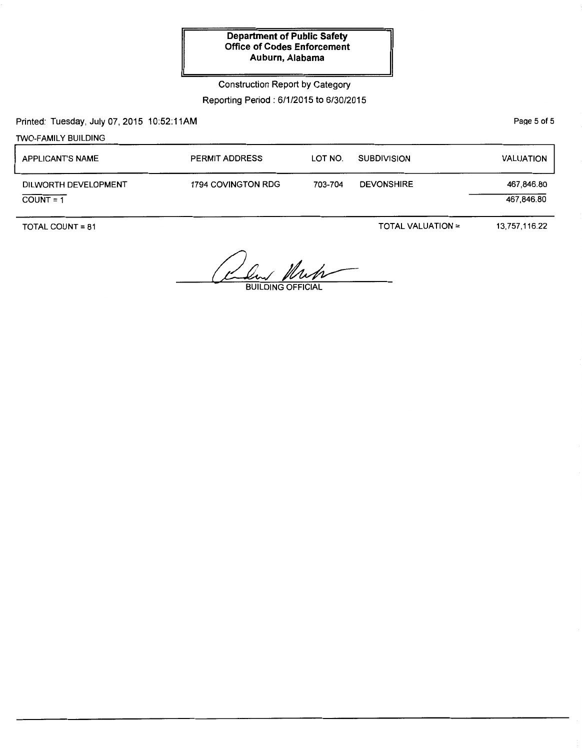**Department of Public Safety**
**Office of Codes Enforcement**
**Auburn, Alabama**

Construction Report by Category

Reporting Period : 6/1/2015 to 6/30/2015

Printed: Tuesday, July 07, 2015 10:52:11AM

TWO-FAMILY BUILDING

| APPLICANT'S NAME | PERMIT ADDRESS | LOT NO. | SUBDIVISION | VALUATION |
|---|---|---|---|---|
| DILWORTH DEVELOPMENT | 1794 COVINGTON RDG | 703-704 | DEVONSHIRE | 467,846.80 |
| COUNT = 1 | | | | 467,846.80 |

TOTAL COUNT = 81 TOTAL VALUATION = 13,757,116.22

BUILDING OFFICIAL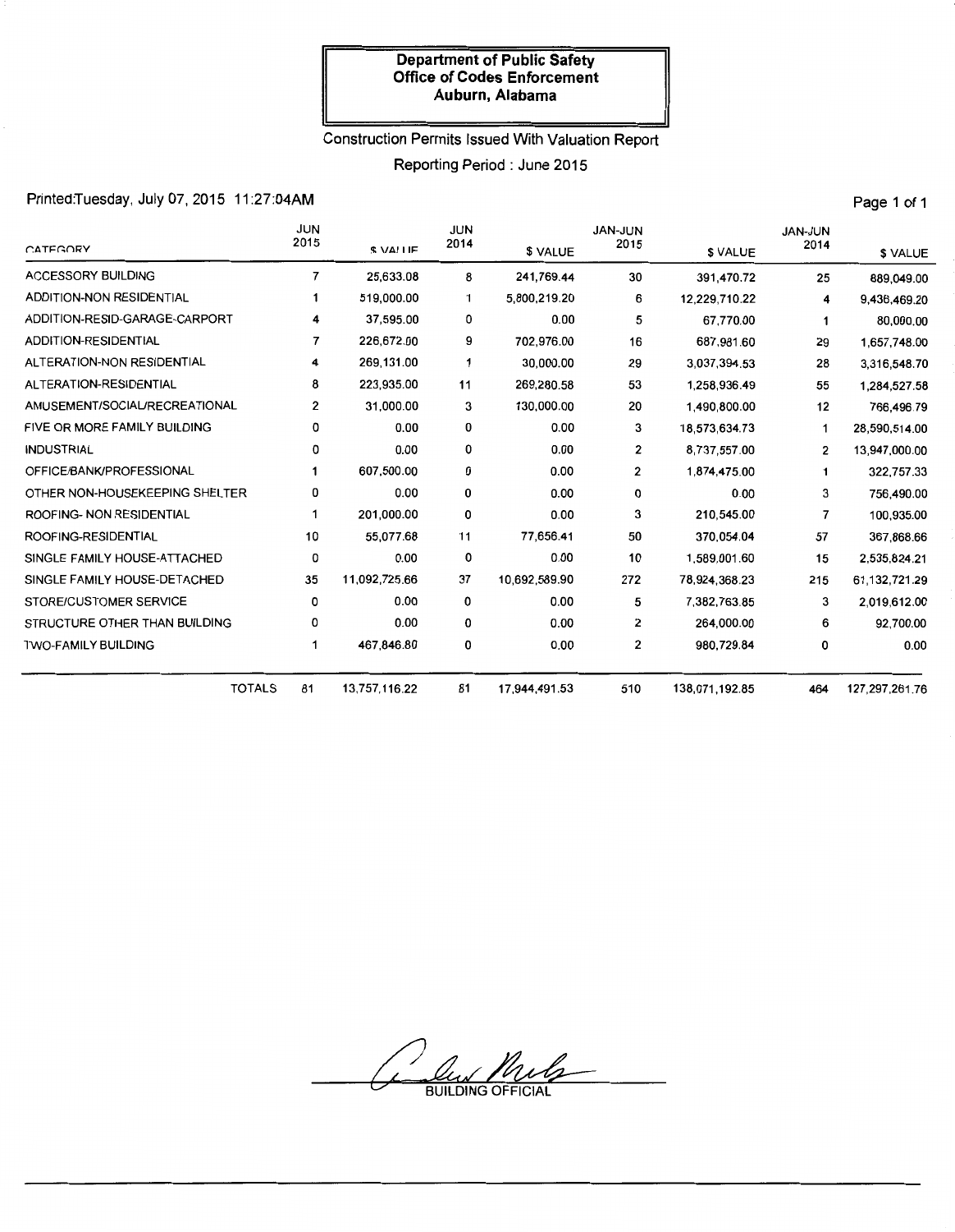**Department of Public Safety**
**Office of Codes Enforcement**
**Auburn, Alabama**

Construction Permits Issued With Valuation Report

Reporting Period : June 2015

Printed:Tuesday, July 07, 2015 11:27:04AM

| CATEGORY | JUN 2015 | $ VALUE | JUN 2014 | $ VALUE | JAN-JUN 2015 | $ VALUE | JAN-JUN 2014 | $ VALUE |
|---|---|---|---|---|---|---|---|---|
| ACCESSORY BUILDING | 7 | 25,633.08 | 8 | 241,769.44 | 30 | 391,470.72 | 25 | 889,049.00 |
| ADDITION-NON RESIDENTIAL | 1 | 519,000.00 | 1 | 5,800,219.20 | 6 | 12,229,710.22 | 4 | 9,436,469.20 |
| ADDITION-RESID-GARAGE-CARPORT | 4 | 37,595.00 | 0 | 0.00 | 5 | 67,770.00 | 1 | 80,000.00 |
| ADDITION-RESIDENTIAL | 7 | 226,672.00 | 9 | 702,976.00 | 16 | 687,981.60 | 29 | 1,657,748.00 |
| ALTERATION-NON RESIDENTIAL | 4 | 269,131.00 | 1 | 30,000.00 | 29 | 3,037,394.53 | 28 | 3,316,548.70 |
| ALTERATION-RESIDENTIAL | 8 | 223,935.00 | 11 | 269,280.58 | 53 | 1,258,936.49 | 55 | 1,284,527.58 |
| AMUSEMENT/SOCIAL/RECREATIONAL | 2 | 31,000.00 | 3 | 130,000.00 | 20 | 1,490,800.00 | 12 | 766,496.79 |
| FIVE OR MORE FAMILY BUILDING | 0 | 0.00 | 0 | 0.00 | 3 | 18,573,634.73 | 1 | 28,590,514.00 |
| INDUSTRIAL | 0 | 0.00 | 0 | 0.00 | 2 | 8,737,557.00 | 2 | 13,947,000.00 |
| OFFICE/BANK/PROFESSIONAL | 1 | 607,500.00 | 0 | 0.00 | 2 | 1,874,475.00 | 1 | 322,757.33 |
| OTHER NON-HOUSEKEEPING SHELTER | 0 | 0.00 | 0 | 0.00 | 0 | 0.00 | 3 | 756,490.00 |
| ROOFING- NON RESIDENTIAL | 1 | 201,000.00 | 0 | 0.00 | 3 | 210,545.00 | 7 | 100,935.00 |
| ROOFING-RESIDENTIAL | 10 | 55,077.68 | 11 | 77,656.41 | 50 | 370,054.04 | 57 | 367,868.66 |
| SINGLE FAMILY HOUSE-ATTACHED | 0 | 0.00 | 0 | 0.00 | 10 | 1,589,001.60 | 15 | 2,535,824.21 |
| SINGLE FAMILY HOUSE-DETACHED | 35 | 11,092,725.66 | 37 | 10,692,589.90 | 272 | 78,924,368.23 | 215 | 61,132,721.29 |
| STORE/CUSTOMER SERVICE | 0 | 0.00 | 0 | 0.00 | 5 | 7,382,763.85 | 3 | 2,019,612.00 |
| STRUCTURE OTHER THAN BUILDING | 0 | 0.00 | 0 | 0.00 | 2 | 264,000.00 | 6 | 92,700.00 |
| TWO-FAMILY BUILDING | 1 | 467,846.80 | 0 | 0.00 | 2 | 980,729.84 | 0 | 0.00 |
| TOTALS | 81 | 13,757,116.22 | 81 | 17,944,491.53 | 510 | 138,071,192.85 | 464 | 127,297,261.76 |

BUILDING OFFICIAL